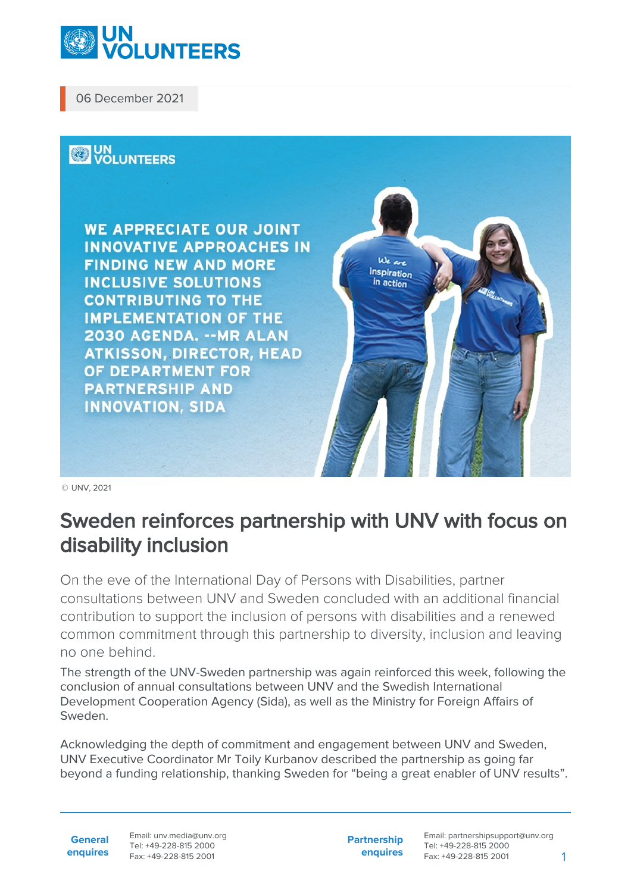06 December 2021

© UNV, 2021

# Sweden reinforces partnership with UNV with focus on disability inclusion

On the eve of the International Day of Persons with Disabilities, partner consultations between UNV and Sweden concluded with an additional financial contribution to support the inclusion of persons with disabilities and a renewed common commitment through this partnership to diversity, inclusion and leaving no one behind.

The strength of the UNV-Sweden partnership was again reinforced this week, following the conclusion of annual consultations between UNV and the Swedish International Development Cooperation Agency (Sida), as well as the Ministry for Foreign Affairs of Sweden.

Acknowledging the depth of commitment and engagement between UNV and Sweden, UNV Executive Coordinator Mr Toily Kurbanov described the partnership as going far beyond a funding relationship, thanking Sweden for "being a great enabler of UNV results".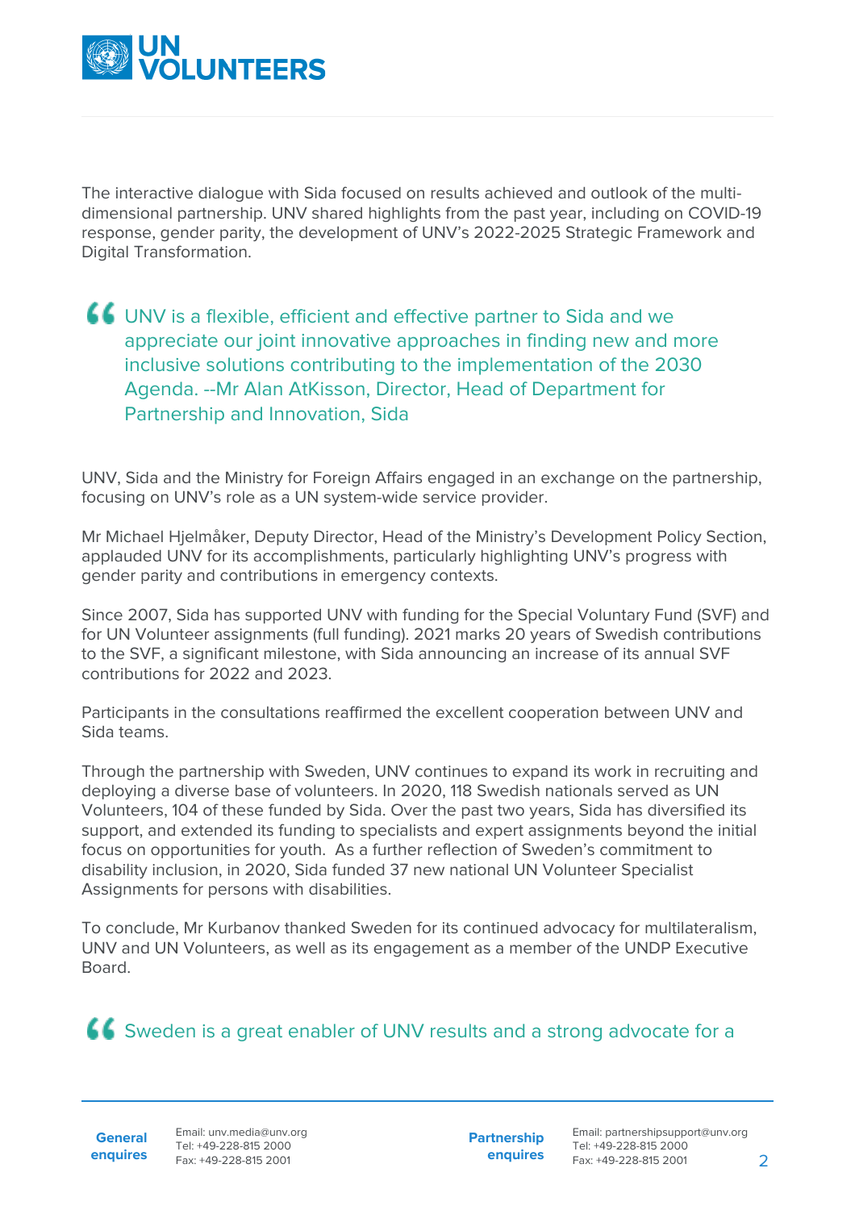The interactive dialogue with Sida focused on results achieved and outlook of the multi-dimensional partnership. UNV shared highlights from the past year, including on COVID-19 response, gender parity, the development of UNV's 2022-2025 Strategic Framework and Digital Transformation.

> UNV is a flexible, efficient and effective partner to Sida and we appreciate our joint innovative approaches in finding new and more inclusive solutions contributing to the implementation of the 2030 Agenda. --Mr Alan AtKisson, Director, Head of Department for Partnership and Innovation, Sida

UNV, Sida and the Ministry for Foreign Affairs engaged in an exchange on the partnership, focusing on UNV's role as a UN system-wide service provider.

Mr Michael Hjelmåker, Deputy Director, Head of the Ministry's Development Policy Section, applauded UNV for its accomplishments, particularly highlighting UNV's progress with gender parity and contributions in emergency contexts.

Since 2007, Sida has supported UNV with funding for the Special Voluntary Fund (SVF) and for UN Volunteer assignments (full funding). 2021 marks 20 years of Swedish contributions to the SVF, a significant milestone, with Sida announcing an increase of its annual SVF contributions for 2022 and 2023.

Participants in the consultations reaffirmed the excellent cooperation between UNV and Sida teams.

Through the partnership with Sweden, UNV continues to expand its work in recruiting and deploying a diverse base of volunteers. In 2020, 118 Swedish nationals served as UN Volunteers, 104 of these funded by Sida. Over the past two years, Sida has diversified its support, and extended its funding to specialists and expert assignments beyond the initial focus on opportunities for youth. As a further reflection of Sweden's commitment to disability inclusion, in 2020, Sida funded 37 new national UN Volunteer Specialist Assignments for persons with disabilities.

To conclude, Mr Kurbanov thanked Sweden for its continued advocacy for multilateralism, UNV and UN Volunteers, as well as its engagement as a member of the UNDP Executive Board.

> Sweden is a great enabler of UNV results and a strong advocate for a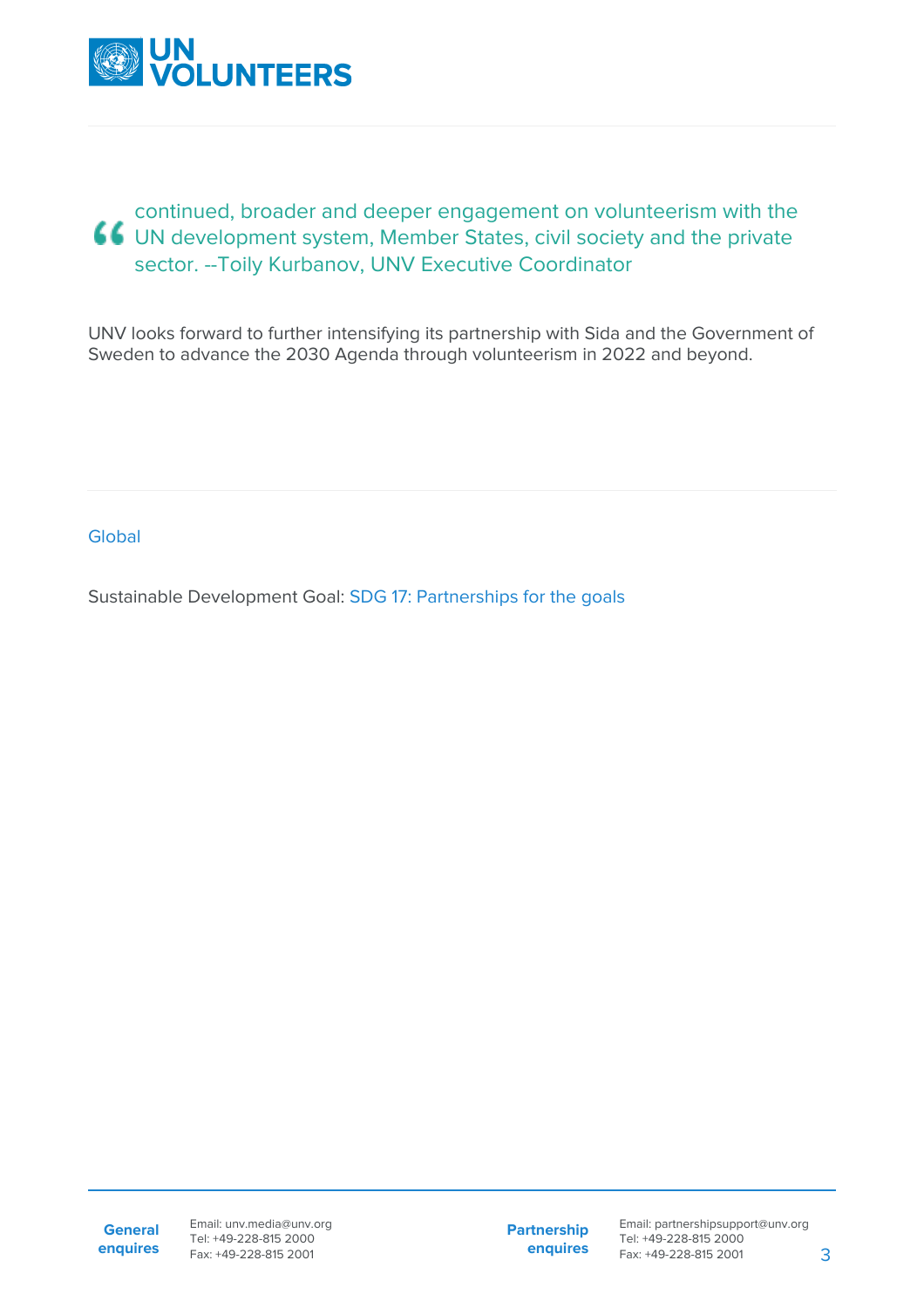> continued, broader and deeper engagement on volunteerism with the UN development system, Member States, civil society and the private sector. --Toily Kurbanov, UNV Executive Coordinator

UNV looks forward to further intensifying its partnership with Sida and the Government of Sweden to advance the 2030 Agenda through volunteerism in 2022 and beyond.

Global

Sustainable Development Goal: SDG 17: Partnerships for the goals